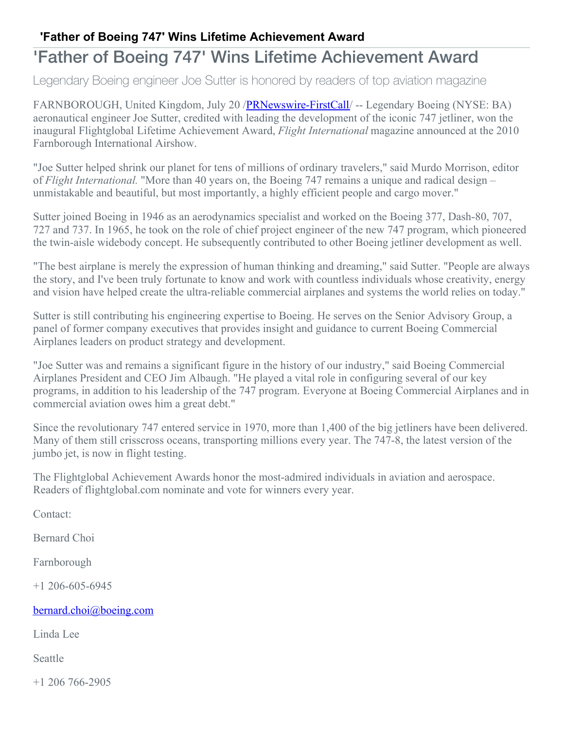# 'Father of Boeing 747' Wins Lifetime Achievement Award

## 'Father of Boeing 747' Wins Lifetime Achievement Award

Legendary Boeing engineer Joe Sutter is honored by readers of top aviation magazine

FARNBOROUGH, United Kingdom, July 20 /[PRNewswire-FirstCall](http://www.prnewswire.com/)/ -- Legendary Boeing (NYSE: BA) aeronautical engineer Joe Sutter, credited with leading the development of the iconic 747 jetliner, won the inaugural Flightglobal Lifetime Achievement Award, *Flight International* magazine announced at the 2010 Farnborough International Airshow.

"Joe Sutter helped shrink our planet for tens of millions of ordinary travelers," said Murdo Morrison, editor of *Flight International.* "More than 40 years on, the Boeing 747 remains a unique and radical design – unmistakable and beautiful, but most importantly, a highly efficient people and cargo mover."

Sutter joined Boeing in 1946 as an aerodynamics specialist and worked on the Boeing 377, Dash-80, 707, 727 and 737. In 1965, he took on the role of chief project engineer of the new 747 program, which pioneered the twin-aisle widebody concept. He subsequently contributed to other Boeing jetliner development as well.

"The best airplane is merely the expression of human thinking and dreaming," said Sutter. "People are always the story, and I've been truly fortunate to know and work with countless individuals whose creativity, energy and vision have helped create the ultra-reliable commercial airplanes and systems the world relies on today."

Sutter is still contributing his engineering expertise to Boeing. He serves on the Senior Advisory Group, a panel of former company executives that provides insight and guidance to current Boeing Commercial Airplanes leaders on product strategy and development.

"Joe Sutter was and remains a significant figure in the history of our industry," said Boeing Commercial Airplanes President and CEO Jim Albaugh. "He played a vital role in configuring several of our key programs, in addition to his leadership of the 747 program. Everyone at Boeing Commercial Airplanes and in commercial aviation owes him a great debt."

Since the revolutionary 747 entered service in 1970, more than 1,400 of the big jetliners have been delivered. Many of them still crisscross oceans, transporting millions every year. The 747-8, the latest version of the jumbo jet, is now in flight testing.

The Flightglobal Achievement Awards honor the most-admired individuals in aviation and aerospace. Readers of flightglobal.com nominate and vote for winners every year.

Contact:

Bernard Choi

Farnborough

+1 206-605-6945

[bernard.choi@boeing.com](mailto:bernard.choi@boeing.com)

Linda Lee

Seattle

+1 206 766-2905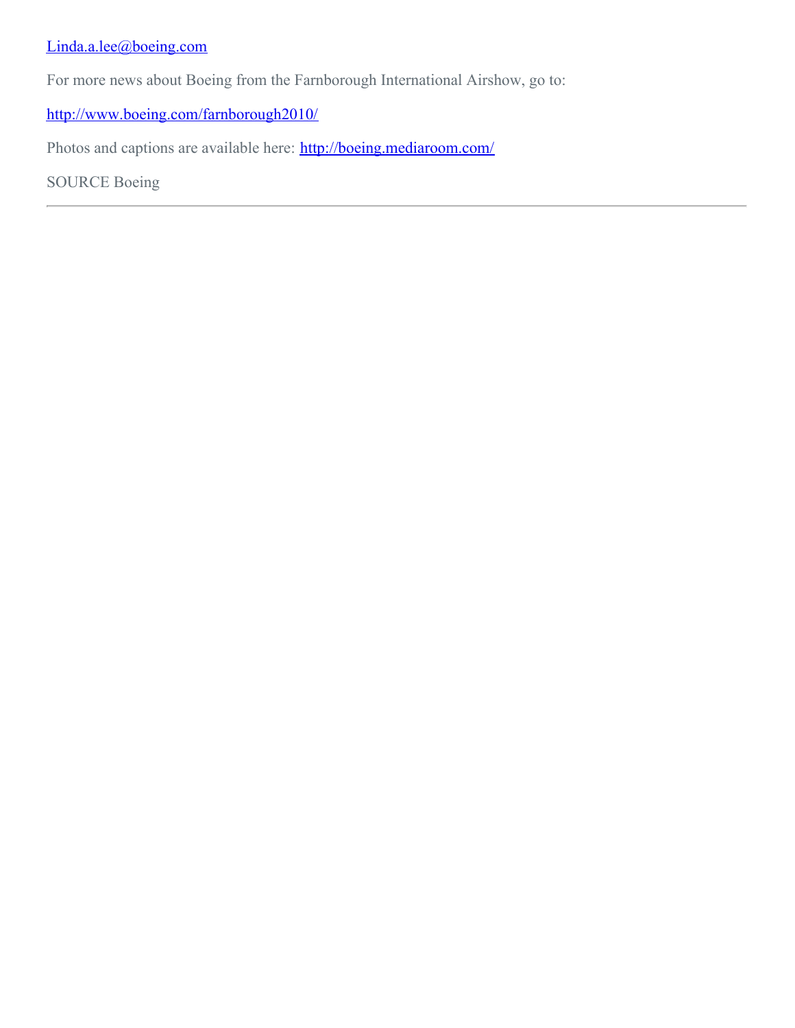Linda.a.lee@boeing.com

For more news about Boeing from the Farnborough International Airshow, go to:

http://www.boeing.com/farnborough2010/

Photos and captions are available here: http://boeing.mediaroom.com/

SOURCE Boeing

---